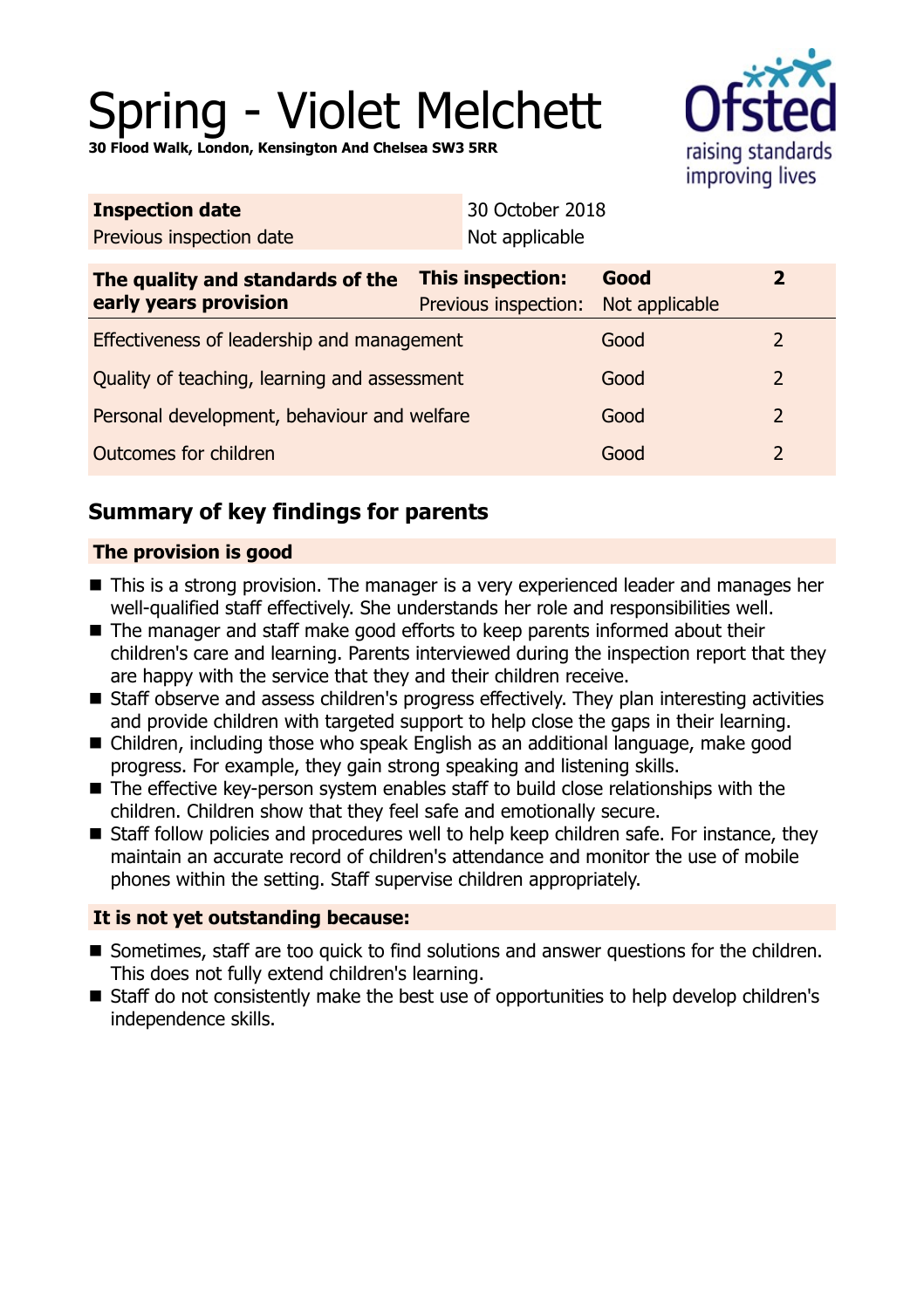# Spring - Violet Melchett

**30 Flood Walk, London, Kensington And Chelsea SW3 5RR**

| **Inspection date** | 30 October 2018 |
|---|---|
| Previous inspection date | Not applicable |

| **The quality and standards of the early years provision** | **This inspection:** | **Good** | **2** |
|---|---|---|---|
| | Previous inspection: | Not applicable | |
| Effectiveness of leadership and management | | Good | 2 |
| Quality of teaching, learning and assessment | | Good | 2 |
| Personal development, behaviour and welfare | | Good | 2 |
| Outcomes for children | | Good | 2 |

## Summary of key findings for parents

### The provision is good

- This is a strong provision. The manager is a very experienced leader and manages her well-qualified staff effectively. She understands her role and responsibilities well.
- The manager and staff make good efforts to keep parents informed about their children's care and learning. Parents interviewed during the inspection report that they are happy with the service that they and their children receive.
- Staff observe and assess children's progress effectively. They plan interesting activities and provide children with targeted support to help close the gaps in their learning.
- Children, including those who speak English as an additional language, make good progress. For example, they gain strong speaking and listening skills.
- The effective key-person system enables staff to build close relationships with the children. Children show that they feel safe and emotionally secure.
- Staff follow policies and procedures well to help keep children safe. For instance, they maintain an accurate record of children's attendance and monitor the use of mobile phones within the setting. Staff supervise children appropriately.

### It is not yet outstanding because:

- Sometimes, staff are too quick to find solutions and answer questions for the children. This does not fully extend children's learning.
- Staff do not consistently make the best use of opportunities to help develop children's independence skills.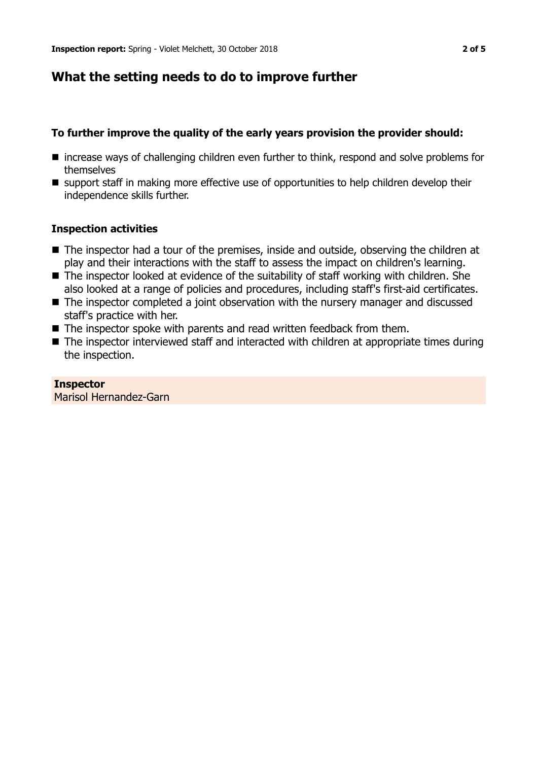## What the setting needs to do to improve further

### To further improve the quality of the early years provision the provider should:

- increase ways of challenging children even further to think, respond and solve problems for themselves
- support staff in making more effective use of opportunities to help children develop their independence skills further.

### Inspection activities

- The inspector had a tour of the premises, inside and outside, observing the children at play and their interactions with the staff to assess the impact on children's learning.
- The inspector looked at evidence of the suitability of staff working with children. She also looked at a range of policies and procedures, including staff's first-aid certificates.
- The inspector completed a joint observation with the nursery manager and discussed staff's practice with her.
- The inspector spoke with parents and read written feedback from them.
- The inspector interviewed staff and interacted with children at appropriate times during the inspection.

**Inspector**
Marisol Hernandez-Garn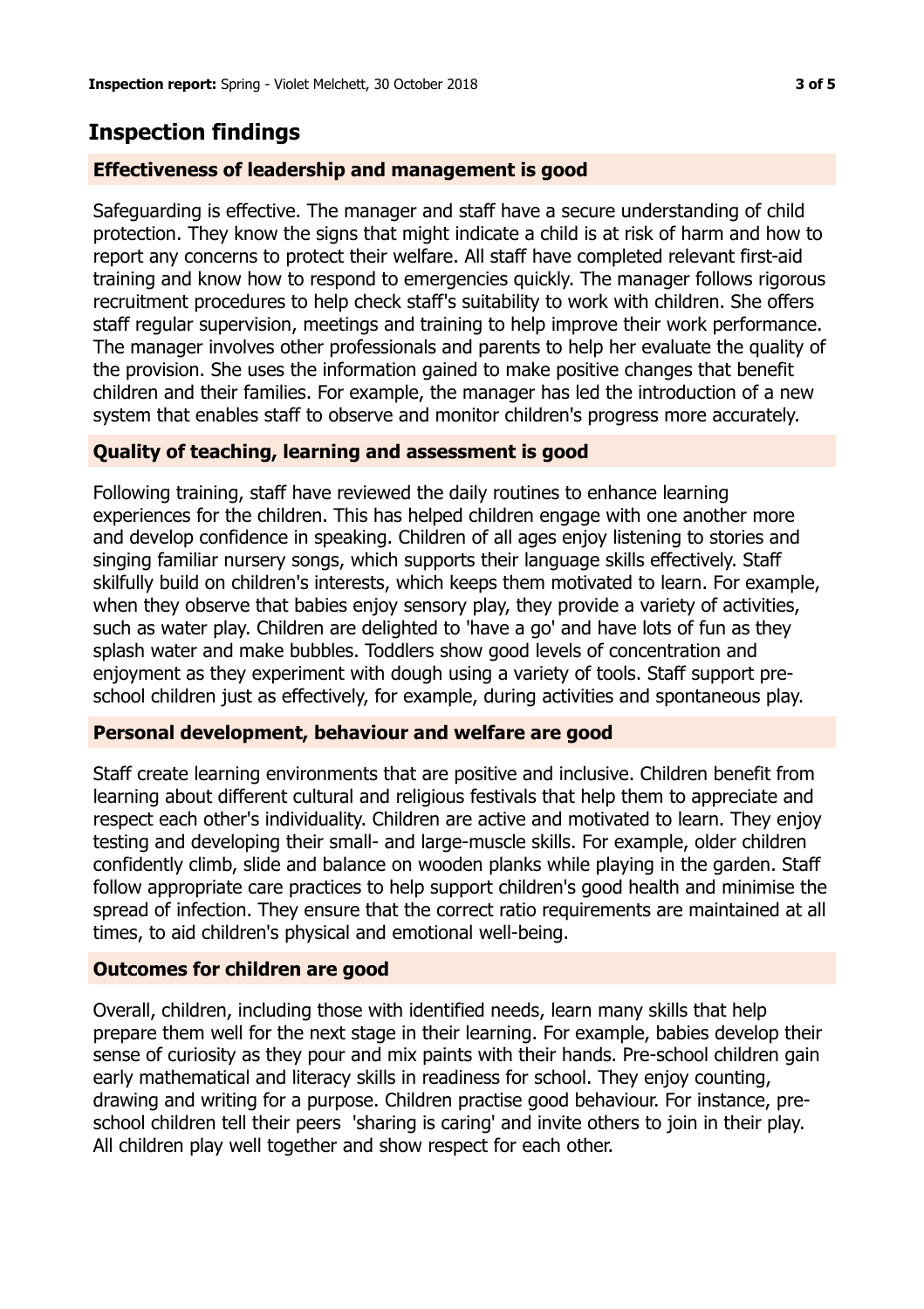## Inspection findings

### Effectiveness of leadership and management is good

Safeguarding is effective. The manager and staff have a secure understanding of child protection. They know the signs that might indicate a child is at risk of harm and how to report any concerns to protect their welfare. All staff have completed relevant first-aid training and know how to respond to emergencies quickly. The manager follows rigorous recruitment procedures to help check staff's suitability to work with children. She offers staff regular supervision, meetings and training to help improve their work performance. The manager involves other professionals and parents to help her evaluate the quality of the provision. She uses the information gained to make positive changes that benefit children and their families. For example, the manager has led the introduction of a new system that enables staff to observe and monitor children's progress more accurately.

### Quality of teaching, learning and assessment is good

Following training, staff have reviewed the daily routines to enhance learning experiences for the children. This has helped children engage with one another more and develop confidence in speaking. Children of all ages enjoy listening to stories and singing familiar nursery songs, which supports their language skills effectively. Staff skilfully build on children's interests, which keeps them motivated to learn. For example, when they observe that babies enjoy sensory play, they provide a variety of activities, such as water play. Children are delighted to 'have a go' and have lots of fun as they splash water and make bubbles. Toddlers show good levels of concentration and enjoyment as they experiment with dough using a variety of tools. Staff support pre-school children just as effectively, for example, during activities and spontaneous play.

### Personal development, behaviour and welfare are good

Staff create learning environments that are positive and inclusive. Children benefit from learning about different cultural and religious festivals that help them to appreciate and respect each other's individuality. Children are active and motivated to learn. They enjoy testing and developing their small- and large-muscle skills. For example, older children confidently climb, slide and balance on wooden planks while playing in the garden. Staff follow appropriate care practices to help support children's good health and minimise the spread of infection. They ensure that the correct ratio requirements are maintained at all times, to aid children's physical and emotional well-being.

### Outcomes for children are good

Overall, children, including those with identified needs, learn many skills that help prepare them well for the next stage in their learning. For example, babies develop their sense of curiosity as they pour and mix paints with their hands. Pre-school children gain early mathematical and literacy skills in readiness for school. They enjoy counting, drawing and writing for a purpose. Children practise good behaviour. For instance, pre-school children tell their peers 'sharing is caring' and invite others to join in their play. All children play well together and show respect for each other.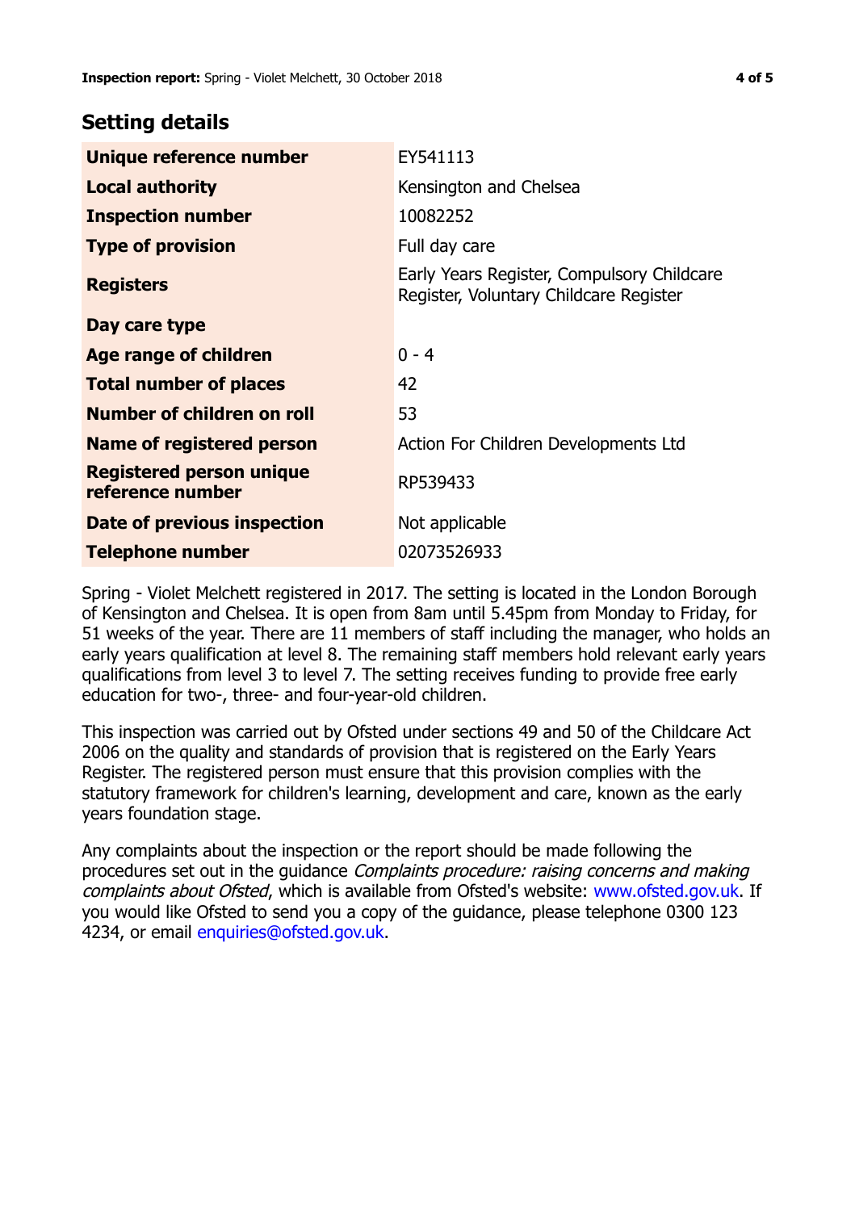## Setting details

| | |
|---|---|
| **Unique reference number** | EY541113 |
| **Local authority** | Kensington and Chelsea |
| **Inspection number** | 10082252 |
| **Type of provision** | Full day care |
| **Registers** | Early Years Register, Compulsory Childcare Register, Voluntary Childcare Register |
| **Day care type** | |
| **Age range of children** | 0 - 4 |
| **Total number of places** | 42 |
| **Number of children on roll** | 53 |
| **Name of registered person** | Action For Children Developments Ltd |
| **Registered person unique reference number** | RP539433 |
| **Date of previous inspection** | Not applicable |
| **Telephone number** | 02073526933 |

Spring - Violet Melchett registered in 2017. The setting is located in the London Borough of Kensington and Chelsea. It is open from 8am until 5.45pm from Monday to Friday, for 51 weeks of the year. There are 11 members of staff including the manager, who holds an early years qualification at level 8. The remaining staff members hold relevant early years qualifications from level 3 to level 7. The setting receives funding to provide free early education for two-, three- and four-year-old children.

This inspection was carried out by Ofsted under sections 49 and 50 of the Childcare Act 2006 on the quality and standards of provision that is registered on the Early Years Register. The registered person must ensure that this provision complies with the statutory framework for children's learning, development and care, known as the early years foundation stage.

Any complaints about the inspection or the report should be made following the procedures set out in the guidance *Complaints procedure: raising concerns and making complaints about Ofsted*, which is available from Ofsted's website: www.ofsted.gov.uk. If you would like Ofsted to send you a copy of the guidance, please telephone 0300 123 4234, or email enquiries@ofsted.gov.uk.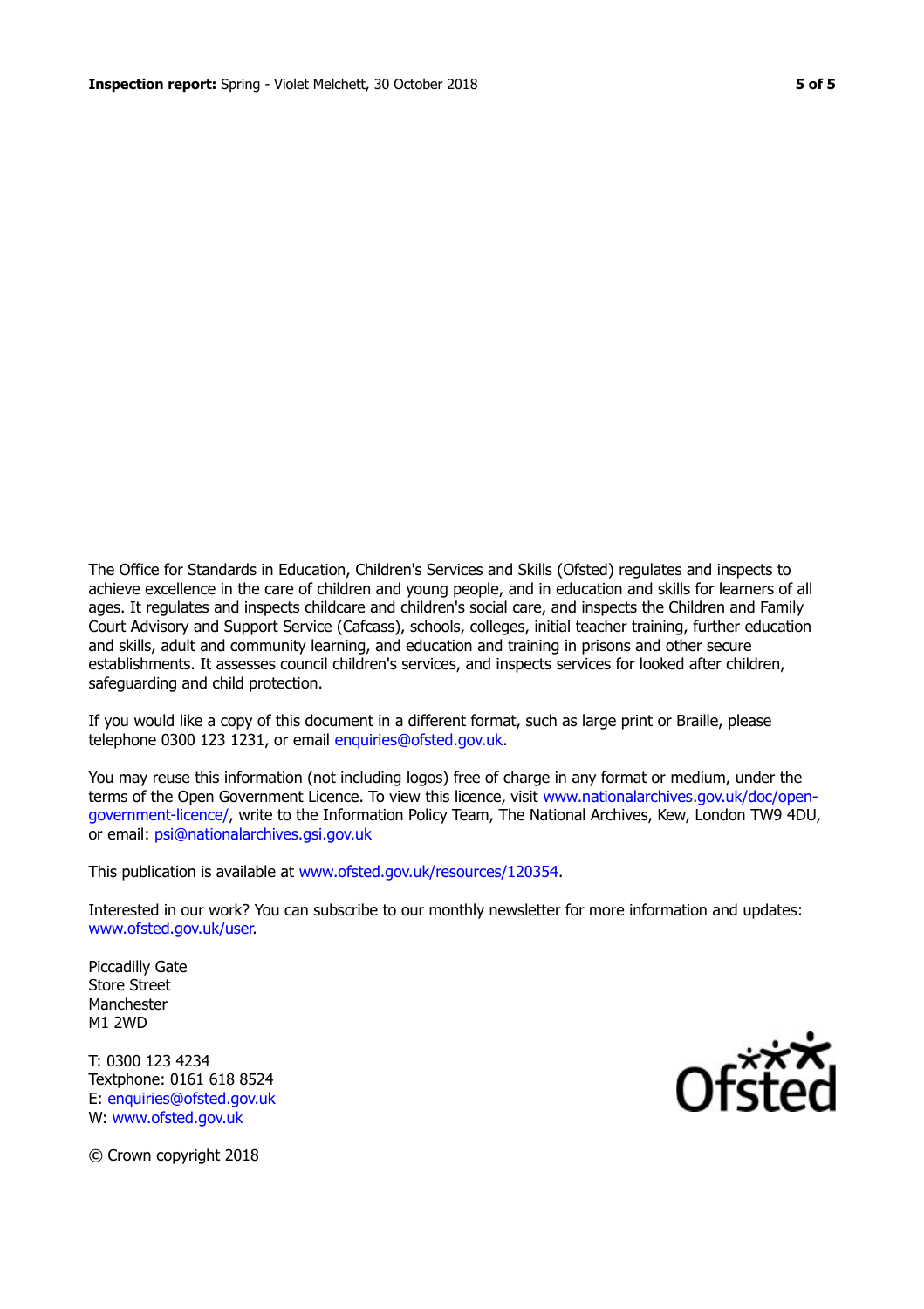The Office for Standards in Education, Children's Services and Skills (Ofsted) regulates and inspects to achieve excellence in the care of children and young people, and in education and skills for learners of all ages. It regulates and inspects childcare and children's social care, and inspects the Children and Family Court Advisory and Support Service (Cafcass), schools, colleges, initial teacher training, further education and skills, adult and community learning, and education and training in prisons and other secure establishments. It assesses council children's services, and inspects services for looked after children, safeguarding and child protection.

If you would like a copy of this document in a different format, such as large print or Braille, please telephone 0300 123 1231, or email enquiries@ofsted.gov.uk.

You may reuse this information (not including logos) free of charge in any format or medium, under the terms of the Open Government Licence. To view this licence, visit www.nationalarchives.gov.uk/doc/open-government-licence/, write to the Information Policy Team, The National Archives, Kew, London TW9 4DU, or email: psi@nationalarchives.gsi.gov.uk

This publication is available at www.ofsted.gov.uk/resources/120354.

Interested in our work? You can subscribe to our monthly newsletter for more information and updates: www.ofsted.gov.uk/user.

Piccadilly Gate
Store Street
Manchester
M1 2WD

T: 0300 123 4234
Textphone: 0161 618 8524
E: enquiries@ofsted.gov.uk
W: www.ofsted.gov.uk

© Crown copyright 2018